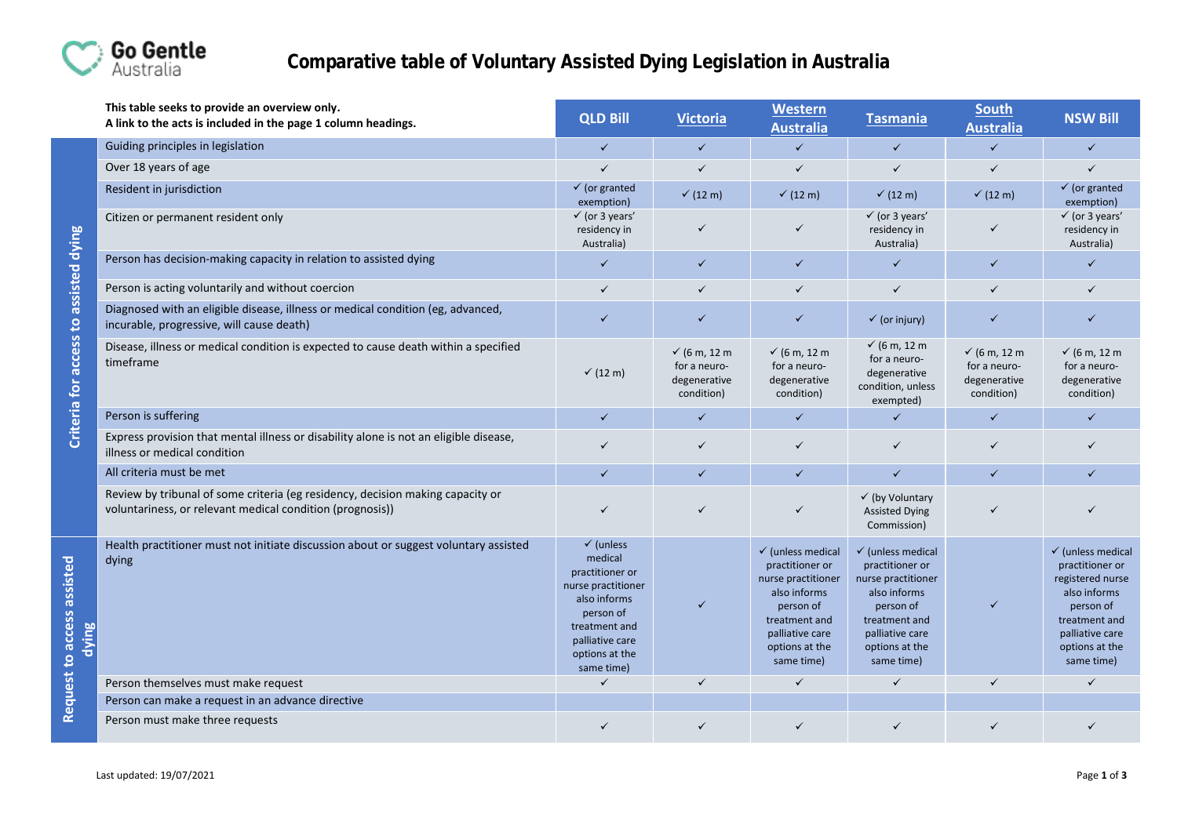# Comparative table of Voluntary Assisted Dying Legislation in Australia

**This table seeks to provide an overview only.**
**A link to the acts is included in the page 1 column headings.**

| | | QLD Bill | Victoria | Western Australia | Tasmania | South Australia | NSW Bill |
|---|---|---|---|---|---|---|---|
| **Criteria for access to assisted dying** | Guiding principles in legislation | ✓ | ✓ | ✓ | ✓ | ✓ | ✓ |
| | Over 18 years of age | ✓ | ✓ | ✓ | ✓ | ✓ | ✓ |
| | Resident in jurisdiction | ✓ (or granted exemption) | ✓ (12 m) | ✓ (12 m) | ✓ (12 m) | ✓ (12 m) | ✓ (or granted exemption) |
| | Citizen or permanent resident only | ✓ (or 3 years' residency in Australia) | ✓ | ✓ | ✓ (or 3 years' residency in Australia) | ✓ | ✓ (or 3 years' residency in Australia) |
| | Person has decision-making capacity in relation to assisted dying | ✓ | ✓ | ✓ | ✓ | ✓ | ✓ |
| | Person is acting voluntarily and without coercion | ✓ | ✓ | ✓ | ✓ | ✓ | ✓ |
| | Diagnosed with an eligible disease, illness or medical condition (eg, advanced, incurable, progressive, will cause death) | ✓ | ✓ | ✓ | ✓ (or injury) | ✓ | ✓ |
| | Disease, illness or medical condition is expected to cause death within a specified timeframe | ✓ (12 m) | ✓ (6 m, 12 m for a neuro-degenerative condition) | ✓ (6 m, 12 m for a neuro-degenerative condition) | ✓ (6 m, 12 m for a neuro-degenerative condition, unless exempted) | ✓ (6 m, 12 m for a neuro-degenerative condition) | ✓ (6 m, 12 m for a neuro-degenerative condition) |
| | Person is suffering | ✓ | ✓ | ✓ | ✓ | ✓ | ✓ |
| | Express provision that mental illness or disability alone is not an eligible disease, illness or medical condition | ✓ | ✓ | ✓ | ✓ | ✓ | ✓ |
| | All criteria must be met | ✓ | ✓ | ✓ | ✓ | ✓ | ✓ |
| | Review by tribunal of some criteria (eg residency, decision making capacity or voluntariness, or relevant medical condition (prognosis)) | ✓ | ✓ | ✓ | ✓ (by Voluntary Assisted Dying Commission) | ✓ | ✓ |
| **Request to access assisted dying** | Health practitioner must not initiate discussion about or suggest voluntary assisted dying | ✓ (unless medical practitioner or nurse practitioner also informs person of treatment and palliative care options at the same time) | ✓ | ✓ (unless medical practitioner or nurse practitioner also informs person of treatment and palliative care options at the same time) | ✓ (unless medical practitioner or nurse practitioner also informs person of treatment and palliative care options at the same time) | ✓ | ✓ (unless medical practitioner or registered nurse also informs person of treatment and palliative care options at the same time) |
| | Person themselves must make request | ✓ | ✓ | ✓ | ✓ | ✓ | ✓ |
| | Person can make a request in an advance directive | | | | | | |
| | Person must make three requests | ✓ | ✓ | ✓ | ✓ | ✓ | ✓ |

Last updated: 19/07/2021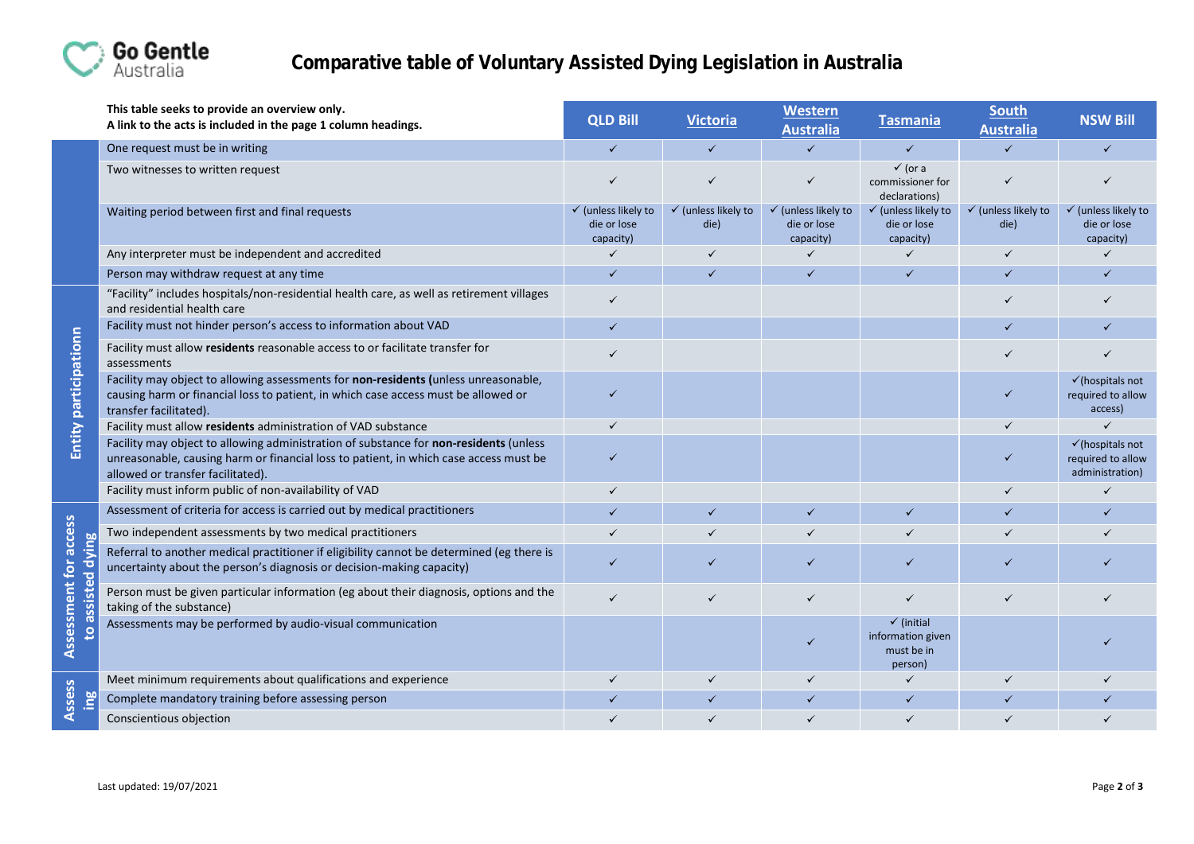# Comparative table of Voluntary Assisted Dying Legislation in Australia

| | This table seeks to provide an overview only. A link to the acts is included in the page 1 column headings. | QLD Bill | Victoria | Western Australia | Tasmania | South Australia | NSW Bill |
|---|---|---|---|---|---|---|---|
| | One request must be in writing | ✓ | ✓ | ✓ | ✓ | ✓ | ✓ |
| | Two witnesses to written request | ✓ | ✓ | ✓ | ✓ (or a commissioner for declarations) | ✓ | ✓ |
| | Waiting period between first and final requests | ✓ (unless likely to die or lose capacity) | ✓ (unless likely to die) | ✓ (unless likely to die or lose capacity) | ✓ (unless likely to die or lose capacity) | ✓ (unless likely to die) | ✓ (unless likely to die or lose capacity) |
| | Any interpreter must be independent and accredited | ✓ | ✓ | ✓ | ✓ | ✓ | ✓ |
| | Person may withdraw request at any time | ✓ | ✓ | ✓ | ✓ | ✓ | ✓ |
| Entity participationn | "Facility" includes hospitals/non-residential health care, as well as retirement villages and residential health care | ✓ | | | | ✓ | ✓ |
| | Facility must not hinder person's access to information about VAD | ✓ | | | | ✓ | ✓ |
| | Facility must allow **residents** reasonable access to or facilitate transfer for assessments | ✓ | | | | ✓ | ✓ |
| | Facility may object to allowing assessments for **non-residents (**unless unreasonable, causing harm or financial loss to patient, in which case access must be allowed or transfer facilitated). | ✓ | | | | ✓ | ✓(hospitals not required to allow access) |
| | Facility must allow **residents** administration of VAD substance | ✓ | | | | ✓ | ✓ |
| | Facility may object to allowing administration of substance for **non-residents** (unless unreasonable, causing harm or financial loss to patient, in which case access must be allowed or transfer facilitated). | ✓ | | | | ✓ | ✓(hospitals not required to allow administration) |
| | Facility must inform public of non-availability of VAD | ✓ | | | | ✓ | ✓ |
| Assessment for access to assisted dying | Assessment of criteria for access is carried out by medical practitioners | ✓ | ✓ | ✓ | ✓ | ✓ | ✓ |
| | Two independent assessments by two medical practitioners | ✓ | ✓ | ✓ | ✓ | ✓ | ✓ |
| | Referral to another medical practitioner if eligibility cannot be determined (eg there is uncertainty about the person's diagnosis or decision-making capacity) | ✓ | ✓ | ✓ | ✓ | ✓ | ✓ |
| | Person must be given particular information (eg about their diagnosis, options and the taking of the substance) | ✓ | ✓ | ✓ | ✓ | ✓ | ✓ |
| | Assessments may be performed by audio-visual communication | | | ✓ | ✓ (initial information given must be in person) | | ✓ |
| Assessing | Meet minimum requirements about qualifications and experience | ✓ | ✓ | ✓ | ✓ | ✓ | ✓ |
| | Complete mandatory training before assessing person | ✓ | ✓ | ✓ | ✓ | ✓ | ✓ |
| | Conscientious objection | ✓ | ✓ | ✓ | ✓ | ✓ | ✓ |

Last updated: 19/07/2021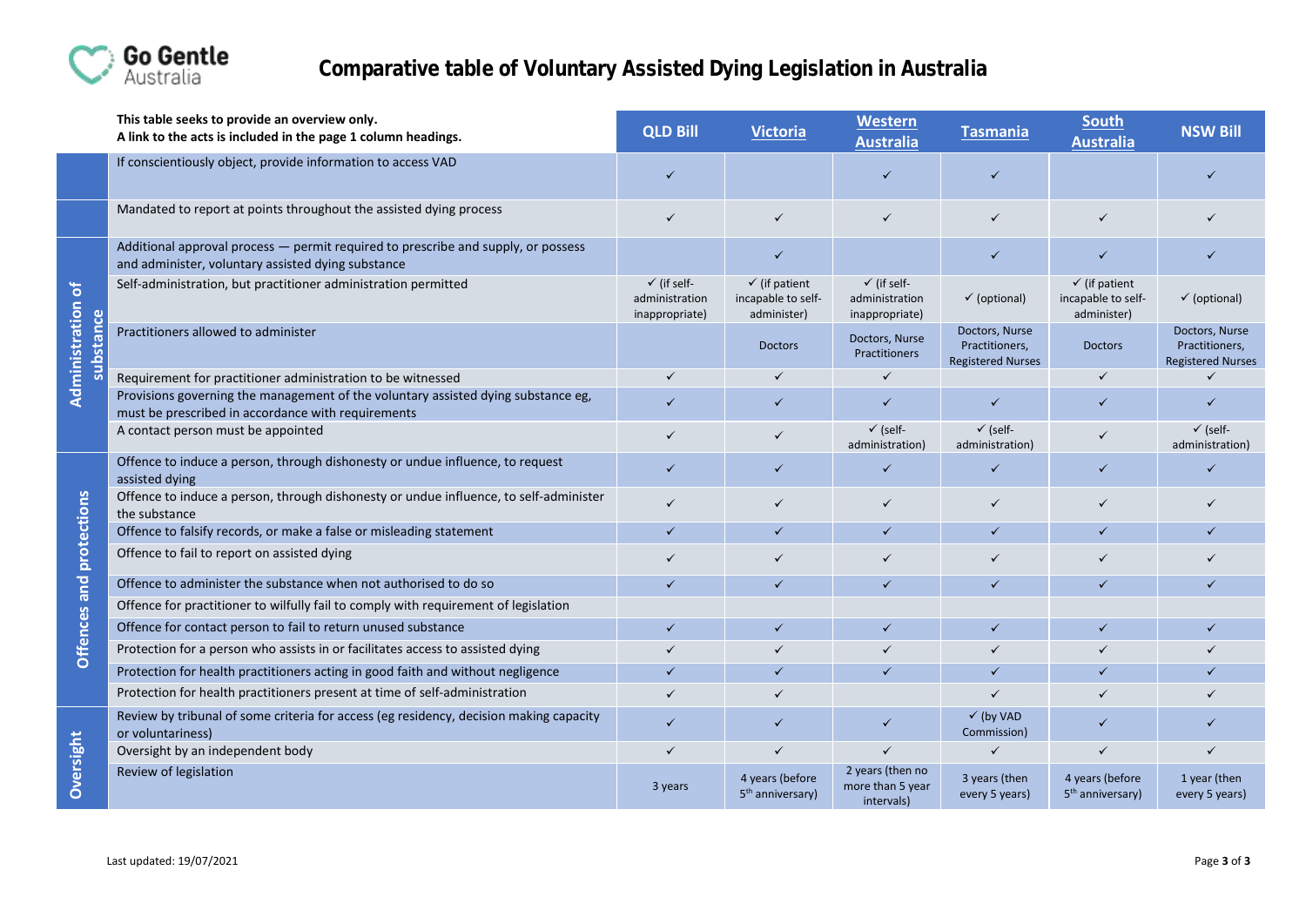# Comparative table of Voluntary Assisted Dying Legislation in Australia

| | This table seeks to provide an overview only. A link to the acts is included in the page 1 column headings. | QLD Bill | Victoria | Western Australia | Tasmania | South Australia | NSW Bill |
|---|---|---|---|---|---|---|---|
| | If conscientiously object, provide information to access VAD | ✓ | | ✓ | ✓ | | ✓ |
| | Mandated to report at points throughout the assisted dying process | ✓ | ✓ | ✓ | ✓ | ✓ | ✓ |
| **Administration of substance** | Additional approval process — permit required to prescribe and supply, or possess and administer, voluntary assisted dying substance | | ✓ | | ✓ | ✓ | ✓ |
| | Self-administration, but practitioner administration permitted | ✓ (if self-administration inappropriate) | ✓ (if patient incapable to self-administer) | ✓ (if self-administration inappropriate) | ✓ (optional) | ✓ (if patient incapable to self-administer) | ✓ (optional) |
| | Practitioners allowed to administer | | Doctors | Doctors, Nurse Practitioners | Doctors, Nurse Practitioners, Registered Nurses | Doctors | Doctors, Nurse Practitioners, Registered Nurses |
| | Requirement for practitioner administration to be witnessed | ✓ | ✓ | ✓ | | ✓ | ✓ |
| | Provisions governing the management of the voluntary assisted dying substance eg, must be prescribed in accordance with requirements | ✓ | ✓ | ✓ | ✓ | ✓ | ✓ |
| | A contact person must be appointed | ✓ | ✓ | ✓ (self-administration) | ✓ (self-administration) | ✓ | ✓ (self-administration) |
| **Offences and protections** | Offence to induce a person, through dishonesty or undue influence, to request assisted dying | ✓ | ✓ | ✓ | ✓ | ✓ | ✓ |
| | Offence to induce a person, through dishonesty or undue influence, to self-administer the substance | ✓ | ✓ | ✓ | ✓ | ✓ | ✓ |
| | Offence to falsify records, or make a false or misleading statement | ✓ | ✓ | ✓ | ✓ | ✓ | ✓ |
| | Offence to fail to report on assisted dying | ✓ | ✓ | ✓ | ✓ | ✓ | ✓ |
| | Offence to administer the substance when not authorised to do so | ✓ | ✓ | ✓ | ✓ | ✓ | ✓ |
| | Offence for practitioner to wilfully fail to comply with requirement of legislation | | | | | | |
| | Offence for contact person to fail to return unused substance | ✓ | ✓ | ✓ | ✓ | ✓ | ✓ |
| | Protection for a person who assists in or facilitates access to assisted dying | ✓ | ✓ | ✓ | ✓ | ✓ | ✓ |
| | Protection for health practitioners acting in good faith and without negligence | ✓ | ✓ | ✓ | ✓ | ✓ | ✓ |
| | Protection for health practitioners present at time of self-administration | ✓ | ✓ | | ✓ | ✓ | ✓ |
| **Oversight** | Review by tribunal of some criteria for access (eg residency, decision making capacity or voluntariness) | ✓ | ✓ | ✓ | ✓ (by VAD Commission) | ✓ | ✓ |
| | Oversight by an independent body | ✓ | ✓ | ✓ | ✓ | ✓ | ✓ |
| | Review of legislation | 3 years | 4 years (before 5th anniversary) | 2 years (then no more than 5 year intervals) | 3 years (then every 5 years) | 4 years (before 5th anniversary) | 1 year (then every 5 years) |

Last updated: 19/07/2021